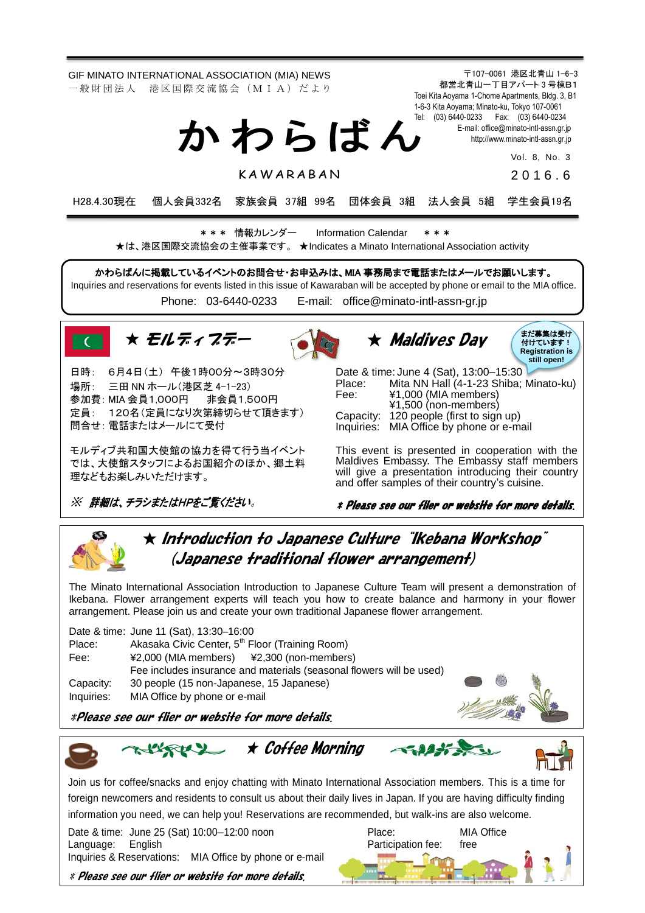GIF MINATO INTERNATIONAL ASSOCIATION (MIA) NEWS
一般財団法人　港区国際交流協会（ＭＩＡ）だより

〒107-0061　港区北青山 1-6-3
都営北青山一丁目アパート３号棟B1
Toei Kita Aoyama 1-Chome Apartments, Bldg. 3, B1
1-6-3 Kita Aoyama; Minato-ku, Tokyo 107-0061
Tel:　(03) 6440-0233　　Fax:　(03) 6440-0234
E-mail: office@minato-intl-assn.gr.jp
http://www.minato-intl-assn.gr.jp

# かわらばん

KAWARABAN

Vol. 8, No. 3
2016.6

H28.4.30現在　個人会員332名　家族会員 37組 99名　団体会員 3組　法人会員 5組　学生会員19名

＊＊＊　情報カレンダー　Information Calendar　＊＊＊
★は、港区国際交流協会の主催事業です。 ★Indicates a Minato International Association activity

**かわらばんに掲載しているイベントのお問合せ・お申込みは、MIA 事務局まで電話またはメールでお願いします。**
Inquiries and reservations for events listed in this issue of Kawaraban will be accepted by phone or email to the MIA office.
Phone:　03-6440-0233　　E-mail:　office@minato-intl-assn-gr.jp

## ★ モルディブデー

日時:　6月4日（土） 午後1時00分～3時30分
場所:　三田 NN ホール（港区芝 4-1-23）
参加費: MIA 会員1,000円　　非会員1,500円
定員:　120名（定員になり次第締切らせて頂きます）
問合せ: 電話またはメールにて受付

モルディブ共和国大使館の協力を得て行う当イベントでは、大使館スタッフによるお国紹介のほか、郷土料理などもお楽しみいただけます。

※ *詳細は、チラシまたはHPをご覧ください。*

## ★ Maldives Day

まだ募集は受け付けています！ Registration is still open!

Date & time: June 4 (Sat), 13:00–15:30
Place:　Mita NN Hall (4-1-23 Shiba; Minato-ku)
Fee:　¥1,000 (MIA members)
　　¥1,500 (non-members)
Capacity:　120 people (first to sign up)
Inquiries:　MIA Office by phone or e-mail

This event is presented in cooperation with the Maldives Embassy. The Embassy staff members will give a presentation introducing their country and offer samples of their country's cuisine.

*\* Please see our flier or website for more details.*

## ★ Introduction to Japanese Culture "Ikebana Workshop" (Japanese traditional flower arrangement)

The Minato International Association Introduction to Japanese Culture Team will present a demonstration of Ikebana. Flower arrangement experts will teach you how to create balance and harmony in your flower arrangement. Please join us and create your own traditional Japanese flower arrangement.

Date & time: June 11 (Sat), 13:30–16:00
Place:　Akasaka Civic Center, 5th Floor (Training Room)
Fee:　¥2,000 (MIA members)　¥2,300 (non-members)
　Fee includes insurance and materials (seasonal flowers will be used)
Capacity:　30 people (15 non-Japanese, 15 Japanese)
Inquiries:　MIA Office by phone or e-mail

*\*Please see our flier or website for more details.*

## ★ Coffee Morning

Join us for coffee/snacks and enjoy chatting with Minato International Association members. This is a time for foreign newcomers and residents to consult us about their daily lives in Japan. If you are having difficulty finding information you need, we can help you! Reservations are recommended, but walk-ins are also welcome.

Date & time:　June 25 (Sat) 10:00–12:00 noon
Language:　English
Inquiries & Reservations:　MIA Office by phone or e-mail
Place:　MIA Office
Participation fee:　free

*\* Please see our flier or website for more details.*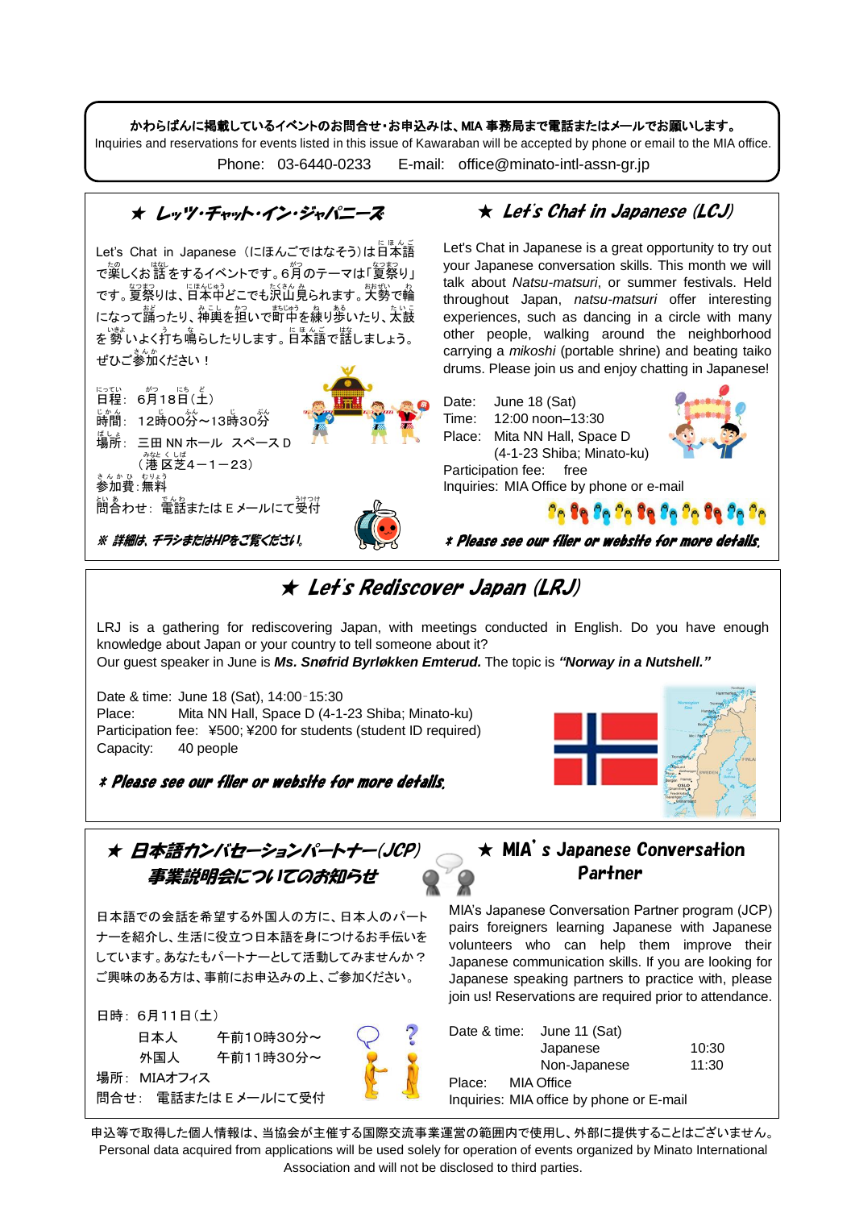**かわらばんに掲載しているイベントのお問合せ・お申込みは、MIA 事務局まで電話またはメールでお願いします。**

Inquiries and reservations for events listed in this issue of Kawaraban will be accepted by phone or email to the MIA office.

Phone: 03-6440-0233　E-mail: office@minato-intl-assn-gr.jp

## ★ レッツ・チャット・イン・ジャパニーズ

Let's Chat in Japanese（にほんごではなそう）は日本語で楽しくお話をするイベントです。6月のテーマは「夏祭り」です。夏祭りは、日本中どこでも沢山見られます。大勢で輪になって踊ったり、神輿を担いで町中を練り歩いたり、太鼓を勢いよく打ち鳴らしたりします。日本語で話しましょう。ぜひご参加ください！

日程：6月18日（土）
時間：12時00分～13時30分
場所：三田 NN ホール　スペース D
（港区芝4－1－23）
参加費：無料
問合わせ：電話または E メールにて受付

※ 詳細は、チラシまたはHPをご覧ください。

## ★ Let's Chat in Japanese (LCJ)

Let's Chat in Japanese is a great opportunity to try out your Japanese conversation skills. This month we will talk about *Natsu-matsuri*, or summer festivals. Held throughout Japan, *natsu-matsuri* offer interesting experiences, such as dancing in a circle with many other people, walking around the neighborhood carrying a *mikoshi* (portable shrine) and beating taiko drums. Please join us and enjoy chatting in Japanese!

Date: June 18 (Sat)
Time: 12:00 noon–13:30
Place: Mita NN Hall, Space D
(4-1-23 Shiba; Minato-ku)
Participation fee: free
Inquiries: MIA Office by phone or e-mail

*** Please see our flier or website for more details.**

## ★ Let's Rediscover Japan (LRJ)

LRJ is a gathering for rediscovering Japan, with meetings conducted in English. Do you have enough knowledge about Japan or your country to tell someone about it?
Our guest speaker in June is ***Ms. Snøfrid Byrløkken Emterud.*** The topic is ***"Norway in a Nutshell."***

Date & time: June 18 (Sat), 14:00‐15:30
Place: Mita NN Hall, Space D (4-1-23 Shiba; Minato-ku)
Participation fee: ¥500; ¥200 for students (student ID required)
Capacity: 40 people

*** Please see our flier or website for more details.**

## ★ 日本語カンバセーションパートナー(JCP) 事業説明会についてのお知らせ

日本語での会話を希望する外国人の方に、日本人のパートナーを紹介し、生活に役立つ日本語を身につけるお手伝いをしています。あなたもパートナーとして活動してみませんか？ご興味のある方は、事前にお申込みの上、ご参加ください。

日時：6月11日（土）
　日本人　午前10時30分～
　外国人　午前11時30分～
場所：MIAオフィス
問合せ：電話または E メールにて受付

## ★ MIA's Japanese Conversation Partner

MIA's Japanese Conversation Partner program (JCP) pairs foreigners learning Japanese with Japanese volunteers who can help them improve their Japanese communication skills. If you are looking for Japanese speaking partners to practice with, please join us! Reservations are required prior to attendance.

Date & time: June 11 (Sat)
　Japanese　10:30
　Non-Japanese　11:30
Place: MIA Office
Inquiries: MIA office by phone or E-mail

申込等で取得した個人情報は、当協会が主催する国際交流事業運営の範囲内で使用し、外部に提供することはございません。
Personal data acquired from applications will be used solely for operation of events organized by Minato International Association and will not be disclosed to third parties.